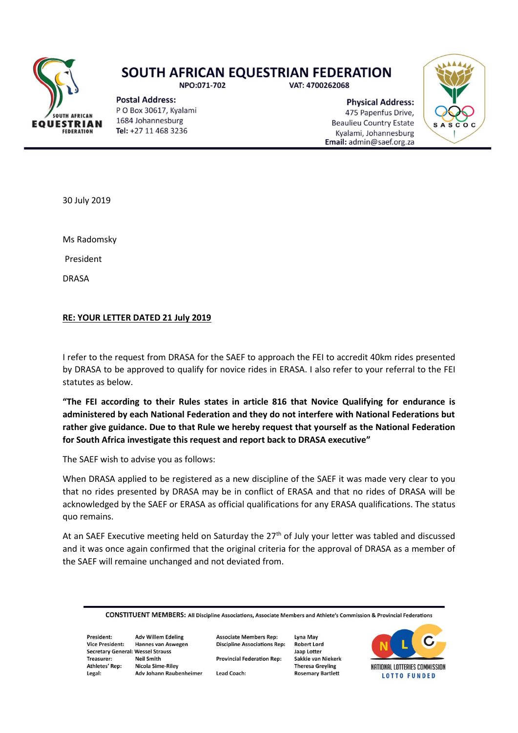# SOUTH AFRICAN EQUESTRIAN FEDERATION

NPO:071-702 VAT: 4700262068

**Postal Address:**
P O Box 30617, Kyalami
1684 Johannesburg
**Tel:** +27 11 468 3236

**Physical Address:**
475 Papenfus Drive,
Beaulieu Country Estate
Kyalami, Johannesburg
**Email:** admin@saef.org.za

30 July 2019

Ms Radomsky

President

DRASA

**RE: YOUR LETTER DATED 21 July 2019**

I refer to the request from DRASA for the SAEF to approach the FEI to accredit 40km rides presented by DRASA to be approved to qualify for novice rides in ERASA. I also refer to your referral to the FEI statutes as below.

**"The FEI according to their Rules states in article 816 that Novice Qualifying for endurance is administered by each National Federation and they do not interfere with National Federations but rather give guidance. Due to that Rule we hereby request that yourself as the National Federation for South Africa investigate this request and report back to DRASA executive"**

The SAEF wish to advise you as follows:

When DRASA applied to be registered as a new discipline of the SAEF it was made very clear to you that no rides presented by DRASA may be in conflict of ERASA and that no rides of DRASA will be acknowledged by the SAEF or ERASA as official qualifications for any ERASA qualifications. The status quo remains.

At an SAEF Executive meeting held on Saturday the 27th of July your letter was tabled and discussed and it was once again confirmed that the original criteria for the approval of DRASA as a member of the SAEF will remaine unchanged and not deviated from.

**CONSTITUENT MEMBERS:** All Discipline Associations, Associate Members and Athlete's Commission & Provincial Federations

| | | | |
|---|---|---|---|
| President: | Adv Willem Edeling | Associate Members Rep: | Lyna May |
| Vice President: | Hannes van Aswegen | Discipline Associations Rep: | Robert Lord |
| Secretary General: | Wessel Strauss | | Jaap Lotter |
| Treasurer: | Neil Smith | Provincial Federation Rep: | Sakkie van Niekerk |
| Athletes' Rep: | Nicola Sime-Riley | | Theresa Greyling |
| Legal: | Adv Johann Raubenheimer | Lead Coach: | Rosemary Bartlett |

NATIONAL LOTTERIES COMMISSION
LOTTO FUNDED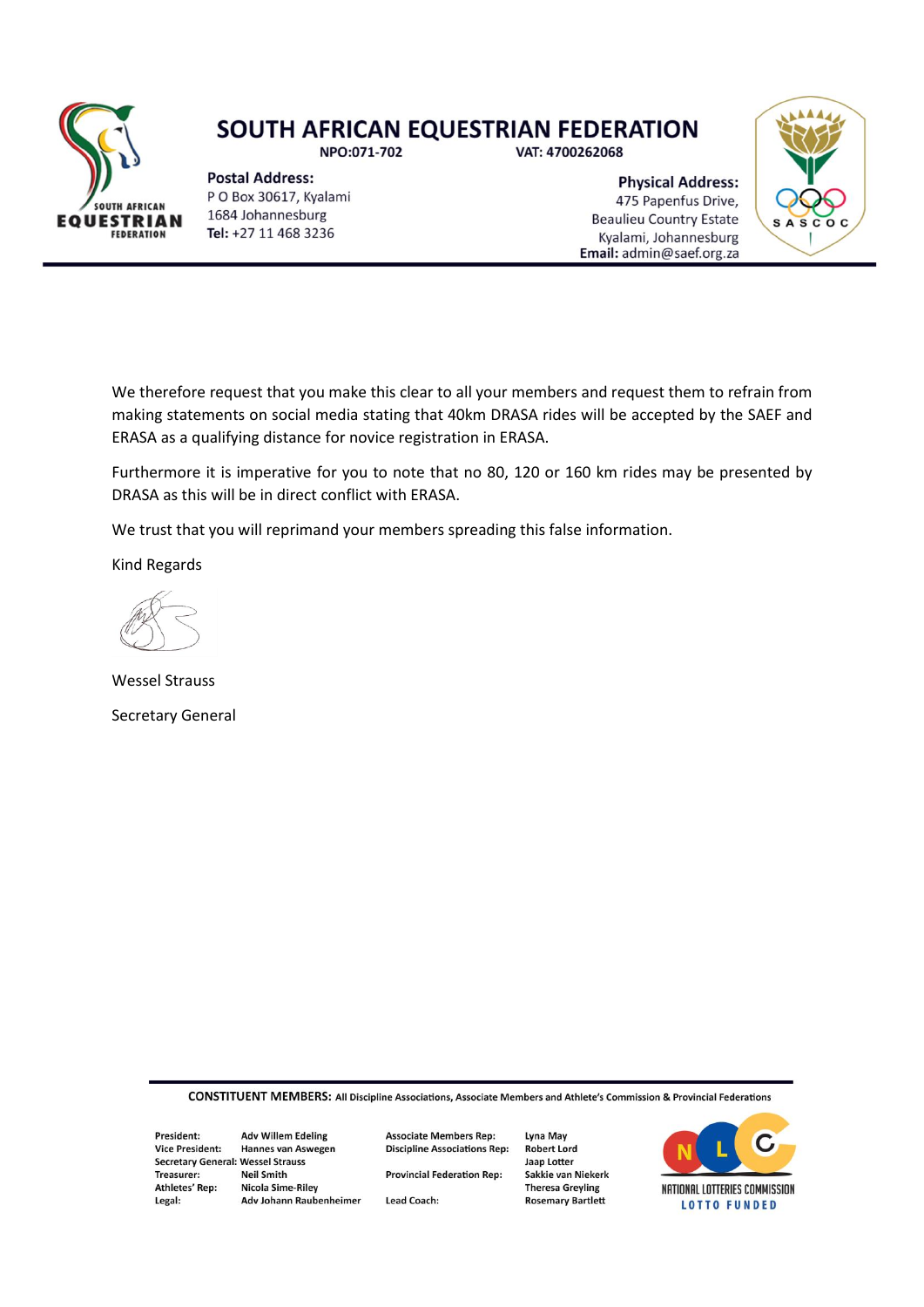We therefore request that you make this clear to all your members and request them to refrain from making statements on social media stating that 40km DRASA rides will be accepted by the SAEF and ERASA as a qualifying distance for novice registration in ERASA.

Furthermore it is imperative for you to note that no 80, 120 or 160 km rides may be presented by DRASA as this will be in direct conflict with ERASA.

We trust that you will reprimand your members spreading this false information.

Kind Regards

Wessel Strauss

Secretary General